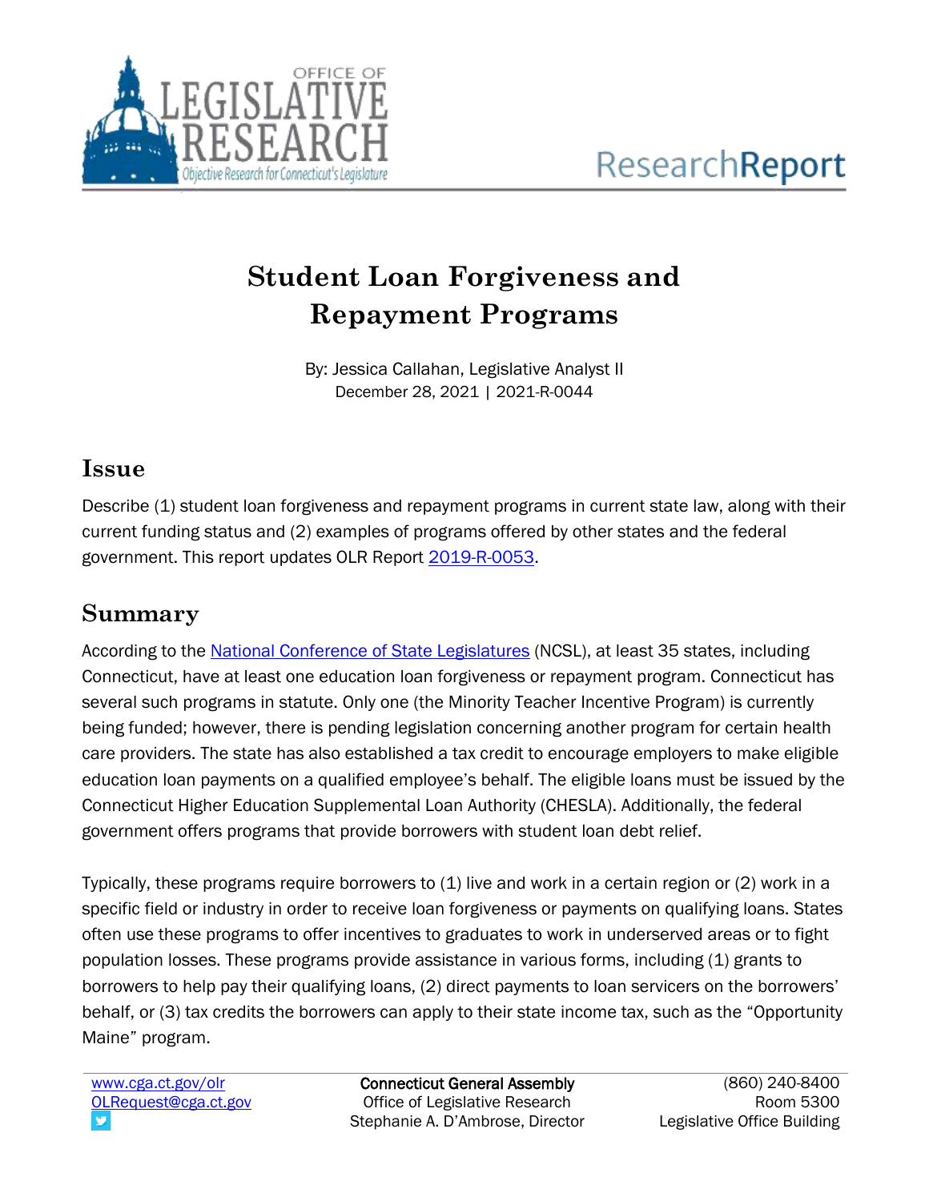# Student Loan Forgiveness and Repayment Programs

By: Jessica Callahan, Legislative Analyst II
December 28, 2021 | 2021-R-0044

## Issue

Describe (1) student loan forgiveness and repayment programs in current state law, along with their current funding status and (2) examples of programs offered by other states and the federal government. This report updates OLR Report 2019-R-0053.

## Summary

According to the National Conference of State Legislatures (NCSL), at least 35 states, including Connecticut, have at least one education loan forgiveness or repayment program. Connecticut has several such programs in statute. Only one (the Minority Teacher Incentive Program) is currently being funded; however, there is pending legislation concerning another program for certain health care providers. The state has also established a tax credit to encourage employers to make eligible education loan payments on a qualified employee's behalf. The eligible loans must be issued by the Connecticut Higher Education Supplemental Loan Authority (CHESLA). Additionally, the federal government offers programs that provide borrowers with student loan debt relief.

Typically, these programs require borrowers to (1) live and work in a certain region or (2) work in a specific field or industry in order to receive loan forgiveness or payments on qualifying loans. States often use these programs to offer incentives to graduates to work in underserved areas or to fight population losses. These programs provide assistance in various forms, including (1) grants to borrowers to help pay their qualifying loans, (2) direct payments to loan servicers on the borrowers' behalf, or (3) tax credits the borrowers can apply to their state income tax, such as the "Opportunity Maine" program.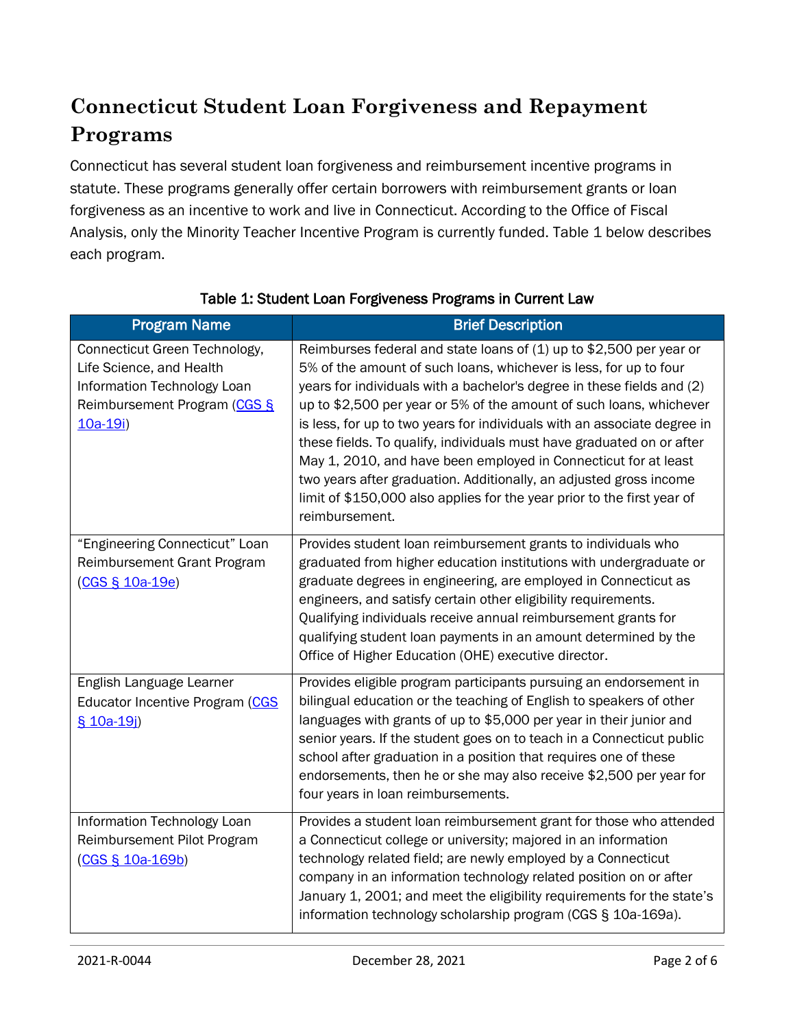# Connecticut Student Loan Forgiveness and Repayment Programs

Connecticut has several student loan forgiveness and reimbursement incentive programs in statute. These programs generally offer certain borrowers with reimbursement grants or loan forgiveness as an incentive to work and live in Connecticut. According to the Office of Fiscal Analysis, only the Minority Teacher Incentive Program is currently funded. Table 1 below describes each program.

**Table 1: Student Loan Forgiveness Programs in Current Law**

| Program Name | Brief Description |
|---|---|
| Connecticut Green Technology, Life Science, and Health Information Technology Loan Reimbursement Program (CGS § 10a-19i) | Reimburses federal and state loans of (1) up to $2,500 per year or 5% of the amount of such loans, whichever is less, for up to four years for individuals with a bachelor's degree in these fields and (2) up to $2,500 per year or 5% of the amount of such loans, whichever is less, for up to two years for individuals with an associate degree in these fields. To qualify, individuals must have graduated on or after May 1, 2010, and have been employed in Connecticut for at least two years after graduation. Additionally, an adjusted gross income limit of $150,000 also applies for the year prior to the first year of reimbursement. |
| "Engineering Connecticut" Loan Reimbursement Grant Program (CGS § 10a-19e) | Provides student loan reimbursement grants to individuals who graduated from higher education institutions with undergraduate or graduate degrees in engineering, are employed in Connecticut as engineers, and satisfy certain other eligibility requirements. Qualifying individuals receive annual reimbursement grants for qualifying student loan payments in an amount determined by the Office of Higher Education (OHE) executive director. |
| English Language Learner Educator Incentive Program (CGS § 10a-19j) | Provides eligible program participants pursuing an endorsement in bilingual education or the teaching of English to speakers of other languages with grants of up to $5,000 per year in their junior and senior years. If the student goes on to teach in a Connecticut public school after graduation in a position that requires one of these endorsements, then he or she may also receive $2,500 per year for four years in loan reimbursements. |
| Information Technology Loan Reimbursement Pilot Program (CGS § 10a-169b) | Provides a student loan reimbursement grant for those who attended a Connecticut college or university; majored in an information technology related field; are newly employed by a Connecticut company in an information technology related position on or after January 1, 2001; and meet the eligibility requirements for the state's information technology scholarship program (CGS § 10a-169a). |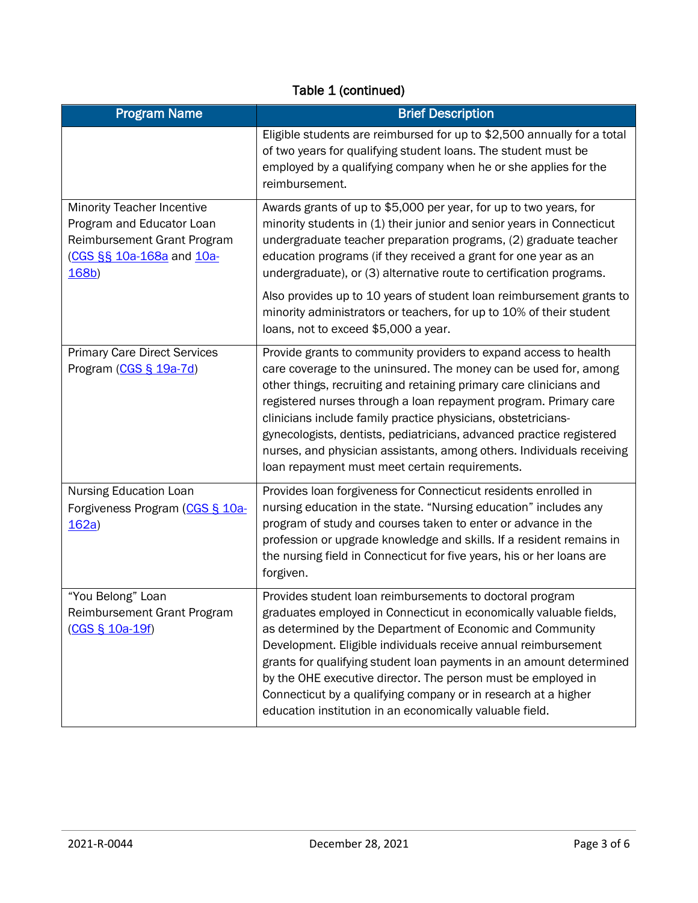Table 1 (continued)

| Program Name | Brief Description |
| --- | --- |
| | Eligible students are reimbursed for up to $2,500 annually for a total of two years for qualifying student loans. The student must be employed by a qualifying company when he or she applies for the reimbursement. |
| Minority Teacher Incentive Program and Educator Loan Reimbursement Grant Program (CGS §§ 10a-168a and 10a-168b) | Awards grants of up to $5,000 per year, for up to two years, for minority students in (1) their junior and senior years in Connecticut undergraduate teacher preparation programs, (2) graduate teacher education programs (if they received a grant for one year as an undergraduate), or (3) alternative route to certification programs.<br><br>Also provides up to 10 years of student loan reimbursement grants to minority administrators or teachers, for up to 10% of their student loans, not to exceed $5,000 a year. |
| Primary Care Direct Services Program (CGS § 19a-7d) | Provide grants to community providers to expand access to health care coverage to the uninsured. The money can be used for, among other things, recruiting and retaining primary care clinicians and registered nurses through a loan repayment program. Primary care clinicians include family practice physicians, obstetricians-gynecologists, dentists, pediatricians, advanced practice registered nurses, and physician assistants, among others. Individuals receiving loan repayment must meet certain requirements. |
| Nursing Education Loan Forgiveness Program (CGS § 10a-162a) | Provides loan forgiveness for Connecticut residents enrolled in nursing education in the state. "Nursing education" includes any program of study and courses taken to enter or advance in the profession or upgrade knowledge and skills. If a resident remains in the nursing field in Connecticut for five years, his or her loans are forgiven. |
| "You Belong" Loan Reimbursement Grant Program (CGS § 10a-19f) | Provides student loan reimbursements to doctoral program graduates employed in Connecticut in economically valuable fields, as determined by the Department of Economic and Community Development. Eligible individuals receive annual reimbursement grants for qualifying student loan payments in an amount determined by the OHE executive director. The person must be employed in Connecticut by a qualifying company or in research at a higher education institution in an economically valuable field. |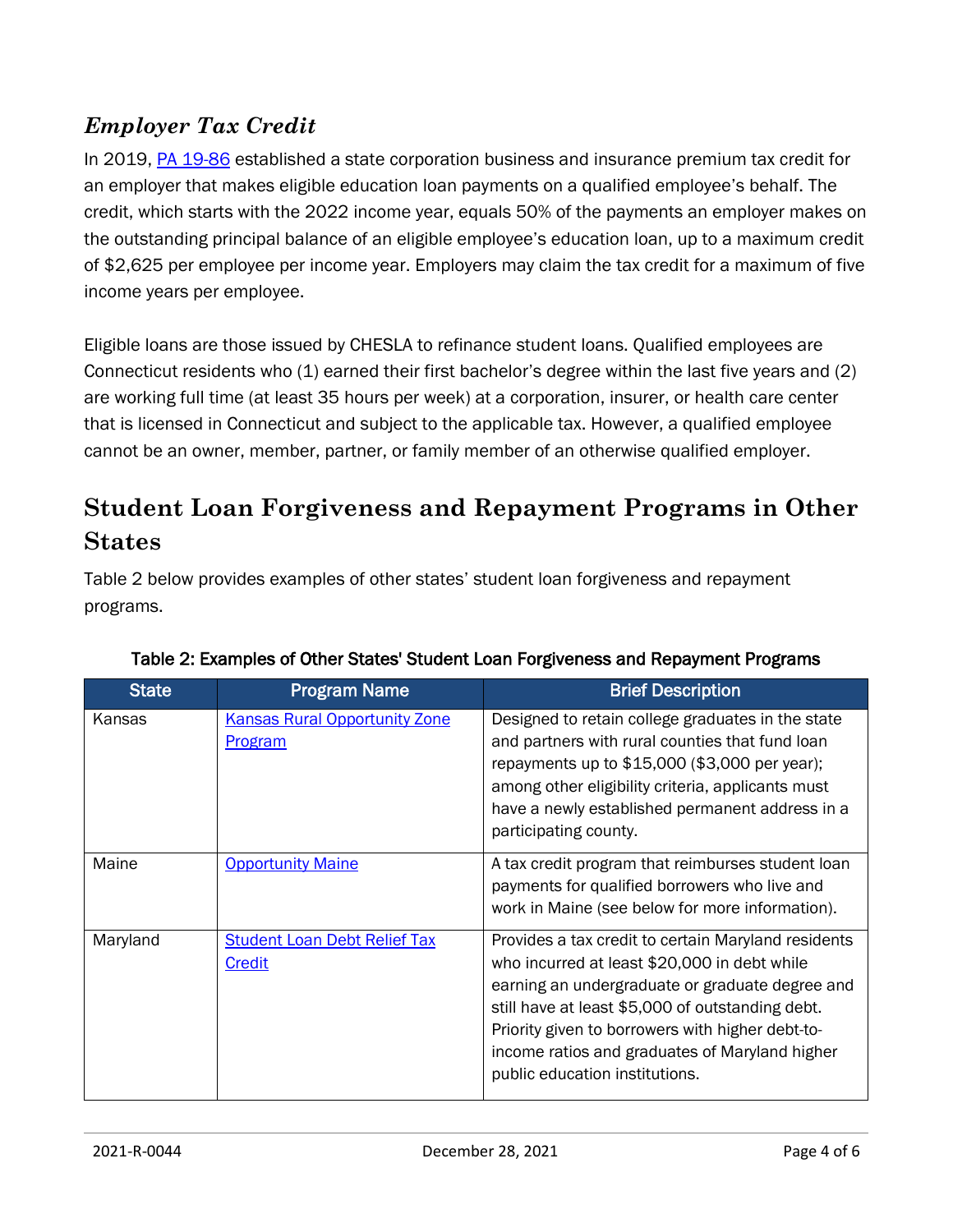### *Employer Tax Credit*

In 2019, [PA 19-86] established a state corporation business and insurance premium tax credit for an employer that makes eligible education loan payments on a qualified employee's behalf. The credit, which starts with the 2022 income year, equals 50% of the payments an employer makes on the outstanding principal balance of an eligible employee's education loan, up to a maximum credit of $2,625 per employee per income year. Employers may claim the tax credit for a maximum of five income years per employee.

Eligible loans are those issued by CHESLA to refinance student loans. Qualified employees are Connecticut residents who (1) earned their first bachelor's degree within the last five years and (2) are working full time (at least 35 hours per week) at a corporation, insurer, or health care center that is licensed in Connecticut and subject to the applicable tax. However, a qualified employee cannot be an owner, member, partner, or family member of an otherwise qualified employer.

## Student Loan Forgiveness and Repayment Programs in Other States

Table 2 below provides examples of other states' student loan forgiveness and repayment programs.

**Table 2: Examples of Other States' Student Loan Forgiveness and Repayment Programs**

| State | Program Name | Brief Description |
| --- | --- | --- |
| Kansas | Kansas Rural Opportunity Zone Program | Designed to retain college graduates in the state and partners with rural counties that fund loan repayments up to $15,000 ($3,000 per year); among other eligibility criteria, applicants must have a newly established permanent address in a participating county. |
| Maine | Opportunity Maine | A tax credit program that reimburses student loan payments for qualified borrowers who live and work in Maine (see below for more information). |
| Maryland | Student Loan Debt Relief Tax Credit | Provides a tax credit to certain Maryland residents who incurred at least $20,000 in debt while earning an undergraduate or graduate degree and still have at least $5,000 of outstanding debt. Priority given to borrowers with higher debt-to-income ratios and graduates of Maryland higher public education institutions. |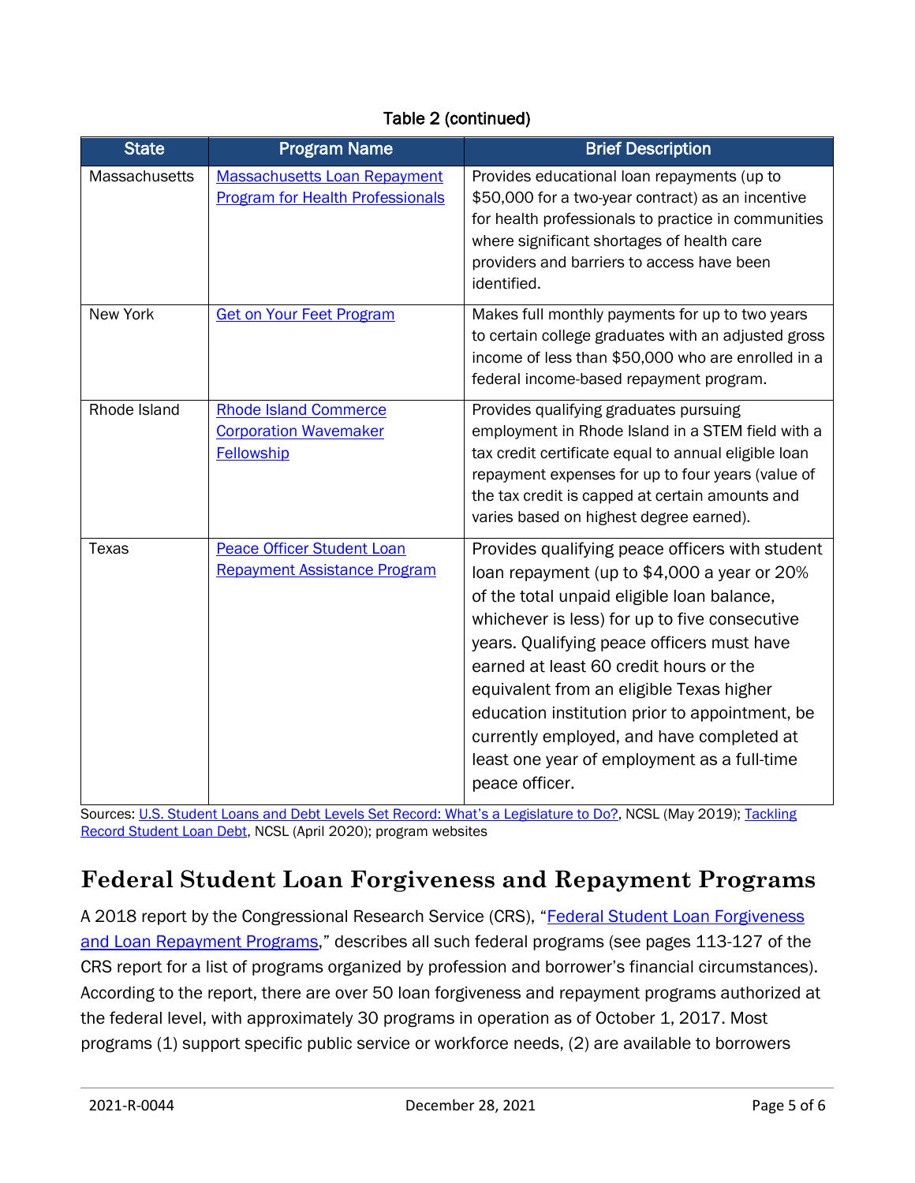Table 2 (continued)

| State | Program Name | Brief Description |
| --- | --- | --- |
| Massachusetts | Massachusetts Loan Repayment Program for Health Professionals | Provides educational loan repayments (up to $50,000 for a two-year contract) as an incentive for health professionals to practice in communities where significant shortages of health care providers and barriers to access have been identified. |
| New York | Get on Your Feet Program | Makes full monthly payments for up to two years to certain college graduates with an adjusted gross income of less than $50,000 who are enrolled in a federal income-based repayment program. |
| Rhode Island | Rhode Island Commerce Corporation Wavemaker Fellowship | Provides qualifying graduates pursuing employment in Rhode Island in a STEM field with a tax credit certificate equal to annual eligible loan repayment expenses for up to four years (value of the tax credit is capped at certain amounts and varies based on highest degree earned). |
| Texas | Peace Officer Student Loan Repayment Assistance Program | Provides qualifying peace officers with student loan repayment (up to $4,000 a year or 20% of the total unpaid eligible loan balance, whichever is less) for up to five consecutive years. Qualifying peace officers must have earned at least 60 credit hours or the equivalent from an eligible Texas higher education institution prior to appointment, be currently employed, and have completed at least one year of employment as a full-time peace officer. |

Sources: U.S. Student Loans and Debt Levels Set Record: What's a Legislature to Do?, NCSL (May 2019); Tackling Record Student Loan Debt, NCSL (April 2020); program websites

## Federal Student Loan Forgiveness and Repayment Programs

A 2018 report by the Congressional Research Service (CRS), "Federal Student Loan Forgiveness and Loan Repayment Programs," describes all such federal programs (see pages 113-127 of the CRS report for a list of programs organized by profession and borrower's financial circumstances). According to the report, there are over 50 loan forgiveness and repayment programs authorized at the federal level, with approximately 30 programs in operation as of October 1, 2017. Most programs (1) support specific public service or workforce needs, (2) are available to borrowers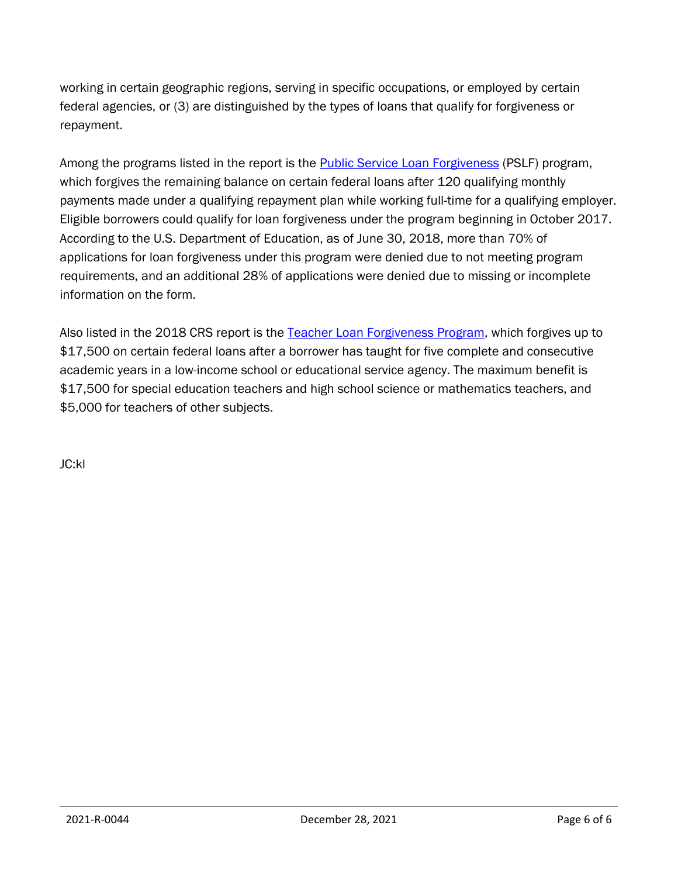working in certain geographic regions, serving in specific occupations, or employed by certain federal agencies, or (3) are distinguished by the types of loans that qualify for forgiveness or repayment.

Among the programs listed in the report is the Public Service Loan Forgiveness (PSLF) program, which forgives the remaining balance on certain federal loans after 120 qualifying monthly payments made under a qualifying repayment plan while working full-time for a qualifying employer. Eligible borrowers could qualify for loan forgiveness under the program beginning in October 2017. According to the U.S. Department of Education, as of June 30, 2018, more than 70% of applications for loan forgiveness under this program were denied due to not meeting program requirements, and an additional 28% of applications were denied due to missing or incomplete information on the form.

Also listed in the 2018 CRS report is the Teacher Loan Forgiveness Program, which forgives up to $17,500 on certain federal loans after a borrower has taught for five complete and consecutive academic years in a low-income school or educational service agency. The maximum benefit is $17,500 for special education teachers and high school science or mathematics teachers, and $5,000 for teachers of other subjects.

JC:kl